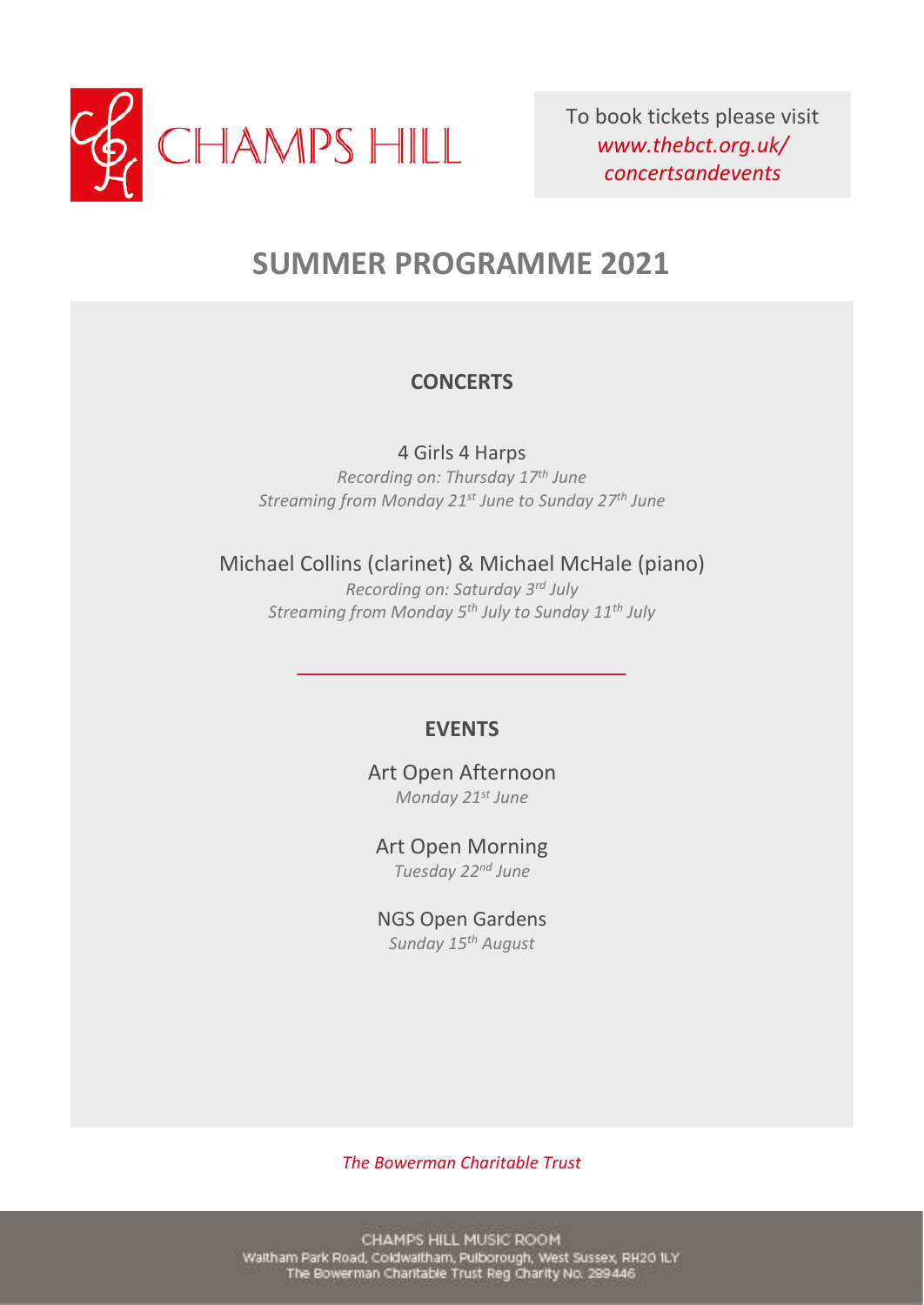CHAMPS HILL

To book tickets please visit *www.thebct.org.uk/concertsandevents*

# SUMMER PROGRAMME 2021

## CONCERTS

4 Girls 4 Harps
*Recording on: Thursday 17th June*
*Streaming from Monday 21st June to Sunday 27th June*

Michael Collins (clarinet) & Michael McHale (piano)
*Recording on: Saturday 3rd July*
*Streaming from Monday 5th July to Sunday 11th July*

---

## EVENTS

Art Open Afternoon
*Monday 21st June*

Art Open Morning
*Tuesday 22nd June*

NGS Open Gardens
*Sunday 15th August*

*The Bowerman Charitable Trust*

CHAMPS HILL MUSIC ROOM
Waltham Park Road, Coldwaltham, Pulborough, West Sussex, RH20 1LY
The Bowerman Charitable Trust Reg Charity No. 289446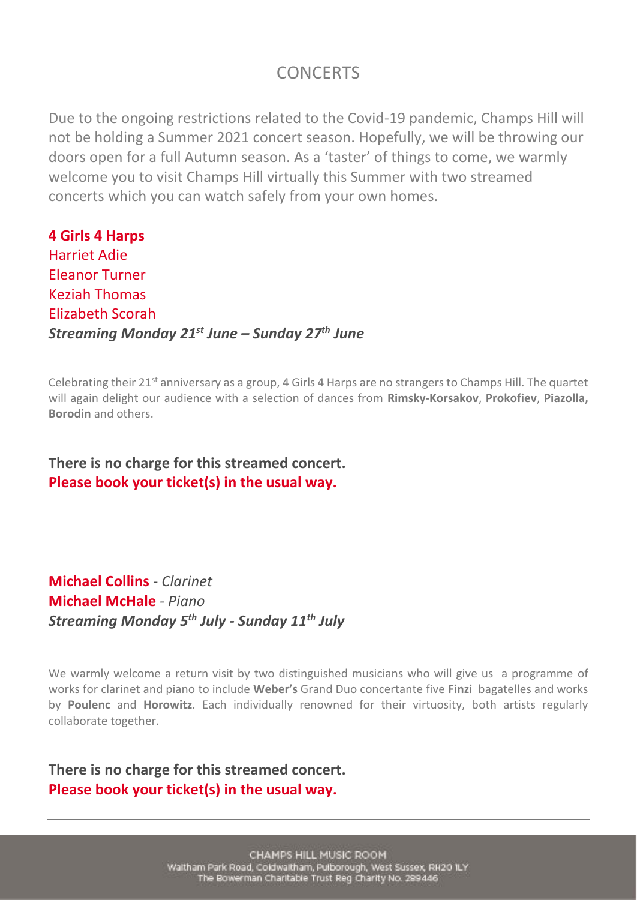# CONCERTS

Due to the ongoing restrictions related to the Covid-19 pandemic, Champs Hill will not be holding a Summer 2021 concert season. Hopefully, we will be throwing our doors open for a full Autumn season. As a 'taster' of things to come, we warmly welcome you to visit Champs Hill virtually this Summer with two streamed concerts which you can watch safely from your own homes.

**4 Girls 4 Harps**
Harriet Adie
Eleanor Turner
Keziah Thomas
Elizabeth Scorah
***Streaming Monday 21st June – Sunday 27th June***

Celebrating their 21st anniversary as a group, 4 Girls 4 Harps are no strangers to Champs Hill. The quartet will again delight our audience with a selection of dances from **Rimsky-Korsakov**, **Prokofiev**, **Piazolla, Borodin** and others.

**There is no charge for this streamed concert.**
**Please book your ticket(s) in the usual way.**

---

**Michael Collins** - *Clarinet*
**Michael McHale** - *Piano*
***Streaming Monday 5th July - Sunday 11th July***

We warmly welcome a return visit by two distinguished musicians who will give us a programme of works for clarinet and piano to include **Weber's** Grand Duo concertante five **Finzi** bagatelles and works by **Poulenc** and **Horowitz**. Each individually renowned for their virtuosity, both artists regularly collaborate together.

**There is no charge for this streamed concert.**
**Please book your ticket(s) in the usual way.**

---

CHAMPS HILL MUSIC ROOM
Waltham Park Road, Coldwaltham, Pulborough, West Sussex, RH20 1LY
The Bowerman Charitable Trust Reg Charity No. 289446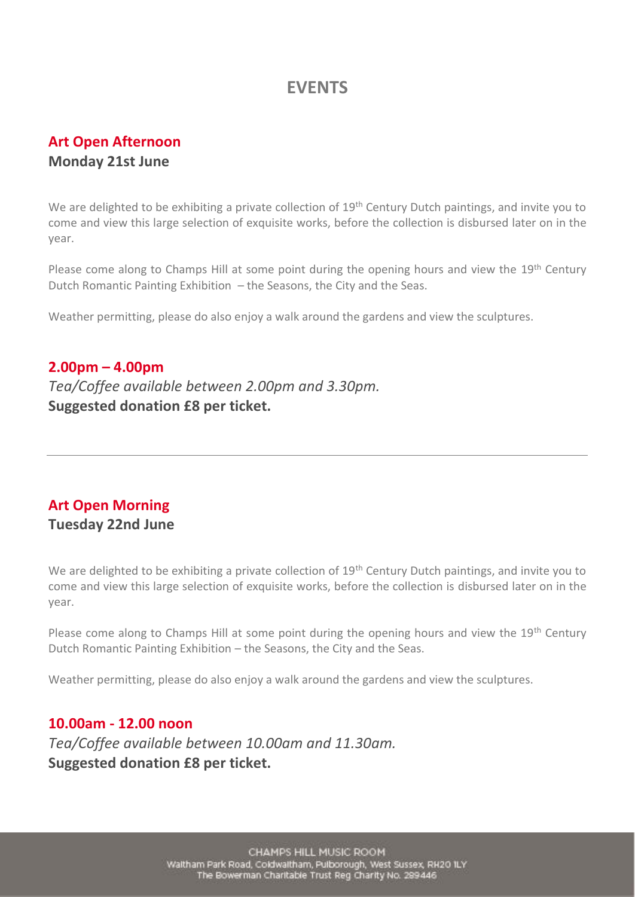# EVENTS

## Art Open Afternoon

**Monday 21st June**

We are delighted to be exhibiting a private collection of 19th Century Dutch paintings, and invite you to come and view this large selection of exquisite works, before the collection is disbursed later on in the year.

Please come along to Champs Hill at some point during the opening hours and view the 19th Century Dutch Romantic Painting Exhibition – the Seasons, the City and the Seas.

Weather permitting, please do also enjoy a walk around the gardens and view the sculptures.

**2.00pm – 4.00pm**

*Tea/Coffee available between 2.00pm and 3.30pm.*

**Suggested donation £8 per ticket.**

---

## Art Open Morning

**Tuesday 22nd June**

We are delighted to be exhibiting a private collection of 19th Century Dutch paintings, and invite you to come and view this large selection of exquisite works, before the collection is disbursed later on in the year.

Please come along to Champs Hill at some point during the opening hours and view the 19th Century Dutch Romantic Painting Exhibition – the Seasons, the City and the Seas.

Weather permitting, please do also enjoy a walk around the gardens and view the sculptures.

**10.00am - 12.00 noon**

*Tea/Coffee available between 10.00am and 11.30am.*

**Suggested donation £8 per ticket.**

CHAMPS HILL MUSIC ROOM
Waltham Park Road, Coldwaltham, Pulborough, West Sussex, RH20 1LY
The Bowerman Charitable Trust Reg Charity No. 289446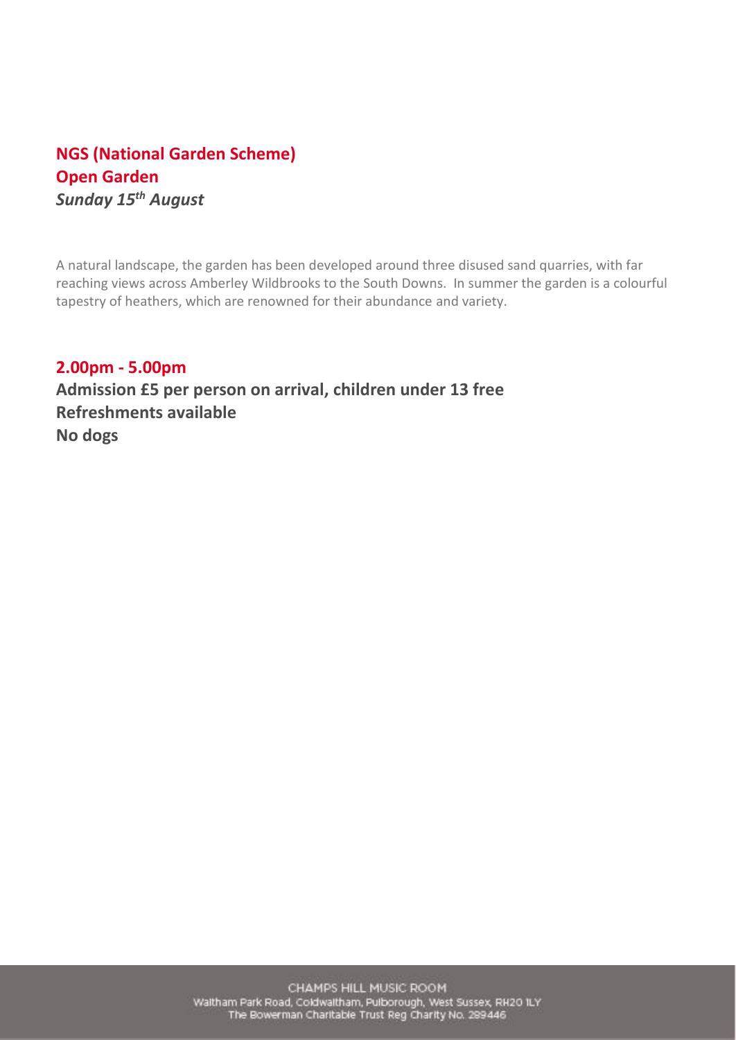## NGS (National Garden Scheme)
## Open Garden
***Sunday 15th August***

A natural landscape, the garden has been developed around three disused sand quarries, with far reaching views across Amberley Wildbrooks to the South Downs. In summer the garden is a colourful tapestry of heathers, which are renowned for their abundance and variety.

**2.00pm - 5.00pm**

**Admission £5 per person on arrival, children under 13 free**

**Refreshments available**

**No dogs**

CHAMPS HILL MUSIC ROOM
Waltham Park Road, Coldwaltham, Pulborough, West Sussex, RH20 1LY
The Bowerman Charitable Trust Reg Charity No. 289446